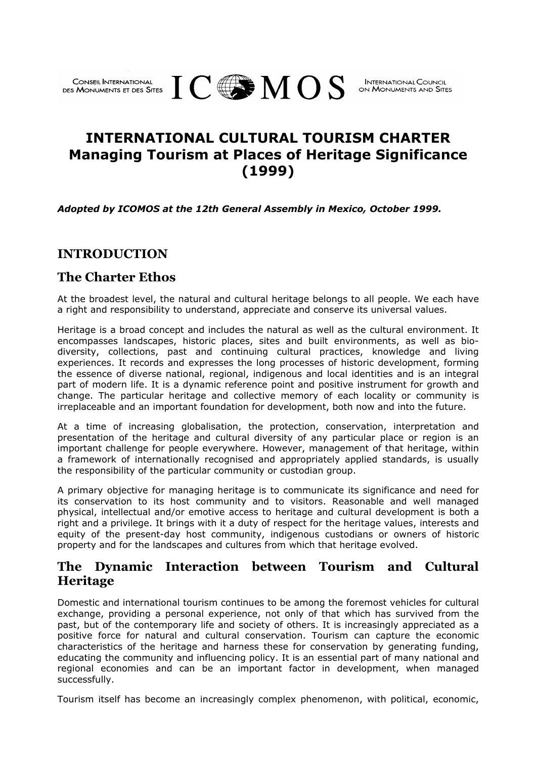CONSEIL INTERNATIONAL DES MONUMENTS ET DES SITES — ICOMOS — INTERNATIONAL COUNCIL ON MONUMENTS AND SITES

# INTERNATIONAL CULTURAL TOURISM CHARTER
# Managing Tourism at Places of Heritage Significance (1999)

***Adopted by ICOMOS at the 12th General Assembly in Mexico, October 1999.***

## INTRODUCTION

## The Charter Ethos

At the broadest level, the natural and cultural heritage belongs to all people. We each have a right and responsibility to understand, appreciate and conserve its universal values.

Heritage is a broad concept and includes the natural as well as the cultural environment. It encompasses landscapes, historic places, sites and built environments, as well as bio-diversity, collections, past and continuing cultural practices, knowledge and living experiences. It records and expresses the long processes of historic development, forming the essence of diverse national, regional, indigenous and local identities and is an integral part of modern life. It is a dynamic reference point and positive instrument for growth and change. The particular heritage and collective memory of each locality or community is irreplaceable and an important foundation for development, both now and into the future.

At a time of increasing globalisation, the protection, conservation, interpretation and presentation of the heritage and cultural diversity of any particular place or region is an important challenge for people everywhere. However, management of that heritage, within a framework of internationally recognised and appropriately applied standards, is usually the responsibility of the particular community or custodian group.

A primary objective for managing heritage is to communicate its significance and need for its conservation to its host community and to visitors. Reasonable and well managed physical, intellectual and/or emotive access to heritage and cultural development is both a right and a privilege. It brings with it a duty of respect for the heritage values, interests and equity of the present-day host community, indigenous custodians or owners of historic property and for the landscapes and cultures from which that heritage evolved.

## The Dynamic Interaction between Tourism and Cultural Heritage

Domestic and international tourism continues to be among the foremost vehicles for cultural exchange, providing a personal experience, not only of that which has survived from the past, but of the contemporary life and society of others. It is increasingly appreciated as a positive force for natural and cultural conservation. Tourism can capture the economic characteristics of the heritage and harness these for conservation by generating funding, educating the community and influencing policy. It is an essential part of many national and regional economies and can be an important factor in development, when managed successfully.

Tourism itself has become an increasingly complex phenomenon, with political, economic,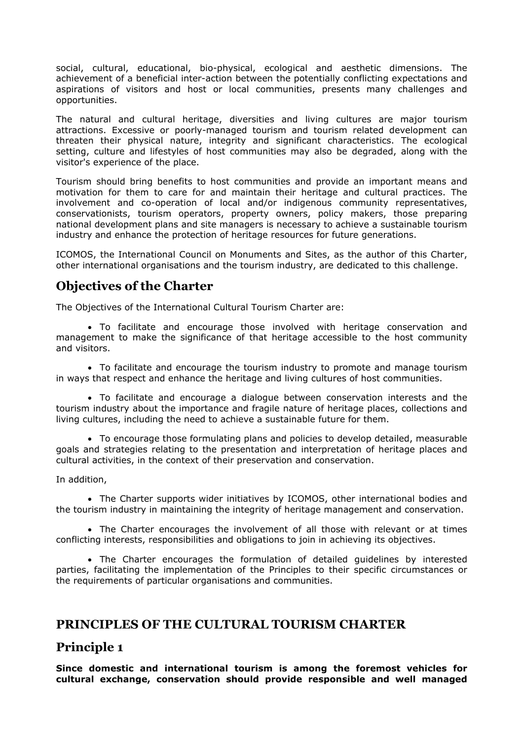social, cultural, educational, bio-physical, ecological and aesthetic dimensions. The achievement of a beneficial inter-action between the potentially conflicting expectations and aspirations of visitors and host or local communities, presents many challenges and opportunities.

The natural and cultural heritage, diversities and living cultures are major tourism attractions. Excessive or poorly-managed tourism and tourism related development can threaten their physical nature, integrity and significant characteristics. The ecological setting, culture and lifestyles of host communities may also be degraded, along with the visitor's experience of the place.

Tourism should bring benefits to host communities and provide an important means and motivation for them to care for and maintain their heritage and cultural practices. The involvement and co-operation of local and/or indigenous community representatives, conservationists, tourism operators, property owners, policy makers, those preparing national development plans and site managers is necessary to achieve a sustainable tourism industry and enhance the protection of heritage resources for future generations.

ICOMOS, the International Council on Monuments and Sites, as the author of this Charter, other international organisations and the tourism industry, are dedicated to this challenge.

## Objectives of the Charter

The Objectives of the International Cultural Tourism Charter are:

- To facilitate and encourage those involved with heritage conservation and management to make the significance of that heritage accessible to the host community and visitors.
- To facilitate and encourage the tourism industry to promote and manage tourism in ways that respect and enhance the heritage and living cultures of host communities.
- To facilitate and encourage a dialogue between conservation interests and the tourism industry about the importance and fragile nature of heritage places, collections and living cultures, including the need to achieve a sustainable future for them.
- To encourage those formulating plans and policies to develop detailed, measurable goals and strategies relating to the presentation and interpretation of heritage places and cultural activities, in the context of their preservation and conservation.

In addition,

- The Charter supports wider initiatives by ICOMOS, other international bodies and the tourism industry in maintaining the integrity of heritage management and conservation.
- The Charter encourages the involvement of all those with relevant or at times conflicting interests, responsibilities and obligations to join in achieving its objectives.
- The Charter encourages the formulation of detailed guidelines by interested parties, facilitating the implementation of the Principles to their specific circumstances or the requirements of particular organisations and communities.

## PRINCIPLES OF THE CULTURAL TOURISM CHARTER

## Principle 1

**Since domestic and international tourism is among the foremost vehicles for cultural exchange, conservation should provide responsible and well managed**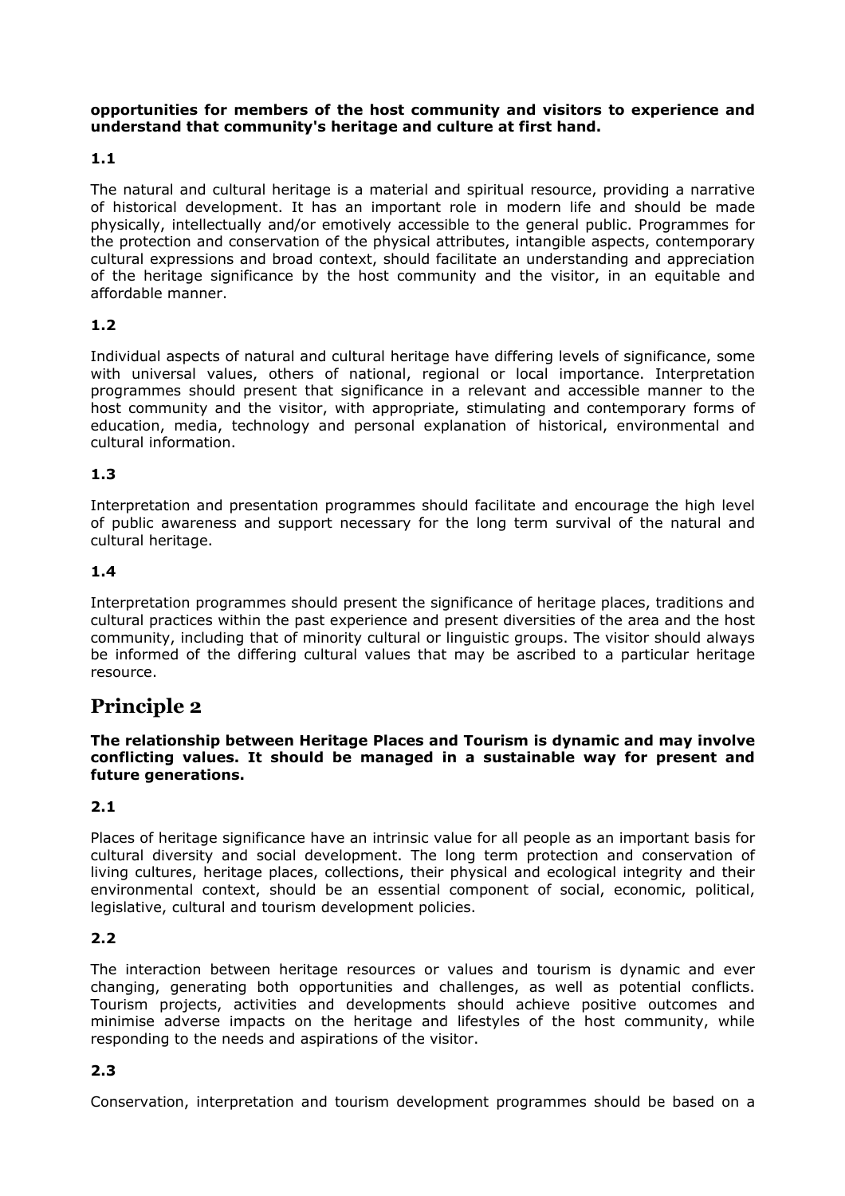**opportunities for members of the host community and visitors to experience and understand that community's heritage and culture at first hand.**

### 1.1

The natural and cultural heritage is a material and spiritual resource, providing a narrative of historical development. It has an important role in modern life and should be made physically, intellectually and/or emotively accessible to the general public. Programmes for the protection and conservation of the physical attributes, intangible aspects, contemporary cultural expressions and broad context, should facilitate an understanding and appreciation of the heritage significance by the host community and the visitor, in an equitable and affordable manner.

### 1.2

Individual aspects of natural and cultural heritage have differing levels of significance, some with universal values, others of national, regional or local importance. Interpretation programmes should present that significance in a relevant and accessible manner to the host community and the visitor, with appropriate, stimulating and contemporary forms of education, media, technology and personal explanation of historical, environmental and cultural information.

### 1.3

Interpretation and presentation programmes should facilitate and encourage the high level of public awareness and support necessary for the long term survival of the natural and cultural heritage.

### 1.4

Interpretation programmes should present the significance of heritage places, traditions and cultural practices within the past experience and present diversities of the area and the host community, including that of minority cultural or linguistic groups. The visitor should always be informed of the differing cultural values that may be ascribed to a particular heritage resource.

## Principle 2

**The relationship between Heritage Places and Tourism is dynamic and may involve conflicting values. It should be managed in a sustainable way for present and future generations.**

### 2.1

Places of heritage significance have an intrinsic value for all people as an important basis for cultural diversity and social development. The long term protection and conservation of living cultures, heritage places, collections, their physical and ecological integrity and their environmental context, should be an essential component of social, economic, political, legislative, cultural and tourism development policies.

### 2.2

The interaction between heritage resources or values and tourism is dynamic and ever changing, generating both opportunities and challenges, as well as potential conflicts. Tourism projects, activities and developments should achieve positive outcomes and minimise adverse impacts on the heritage and lifestyles of the host community, while responding to the needs and aspirations of the visitor.

### 2.3

Conservation, interpretation and tourism development programmes should be based on a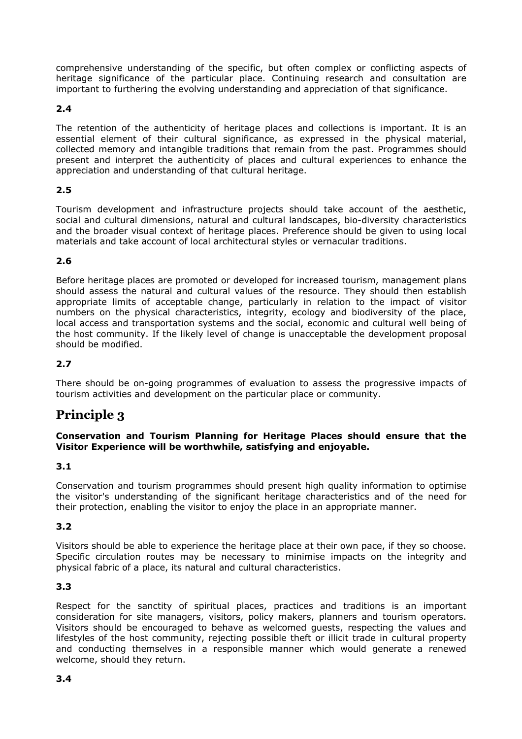comprehensive understanding of the specific, but often complex or conflicting aspects of heritage significance of the particular place. Continuing research and consultation are important to furthering the evolving understanding and appreciation of that significance.

**2.4**

The retention of the authenticity of heritage places and collections is important. It is an essential element of their cultural significance, as expressed in the physical material, collected memory and intangible traditions that remain from the past. Programmes should present and interpret the authenticity of places and cultural experiences to enhance the appreciation and understanding of that cultural heritage.

**2.5**

Tourism development and infrastructure projects should take account of the aesthetic, social and cultural dimensions, natural and cultural landscapes, bio-diversity characteristics and the broader visual context of heritage places. Preference should be given to using local materials and take account of local architectural styles or vernacular traditions.

**2.6**

Before heritage places are promoted or developed for increased tourism, management plans should assess the natural and cultural values of the resource. They should then establish appropriate limits of acceptable change, particularly in relation to the impact of visitor numbers on the physical characteristics, integrity, ecology and biodiversity of the place, local access and transportation systems and the social, economic and cultural well being of the host community. If the likely level of change is unacceptable the development proposal should be modified.

**2.7**

There should be on-going programmes of evaluation to assess the progressive impacts of tourism activities and development on the particular place or community.

## Principle 3

**Conservation and Tourism Planning for Heritage Places should ensure that the Visitor Experience will be worthwhile, satisfying and enjoyable.**

**3.1**

Conservation and tourism programmes should present high quality information to optimise the visitor's understanding of the significant heritage characteristics and of the need for their protection, enabling the visitor to enjoy the place in an appropriate manner.

**3.2**

Visitors should be able to experience the heritage place at their own pace, if they so choose. Specific circulation routes may be necessary to minimise impacts on the integrity and physical fabric of a place, its natural and cultural characteristics.

**3.3**

Respect for the sanctity of spiritual places, practices and traditions is an important consideration for site managers, visitors, policy makers, planners and tourism operators. Visitors should be encouraged to behave as welcomed guests, respecting the values and lifestyles of the host community, rejecting possible theft or illicit trade in cultural property and conducting themselves in a responsible manner which would generate a renewed welcome, should they return.

**3.4**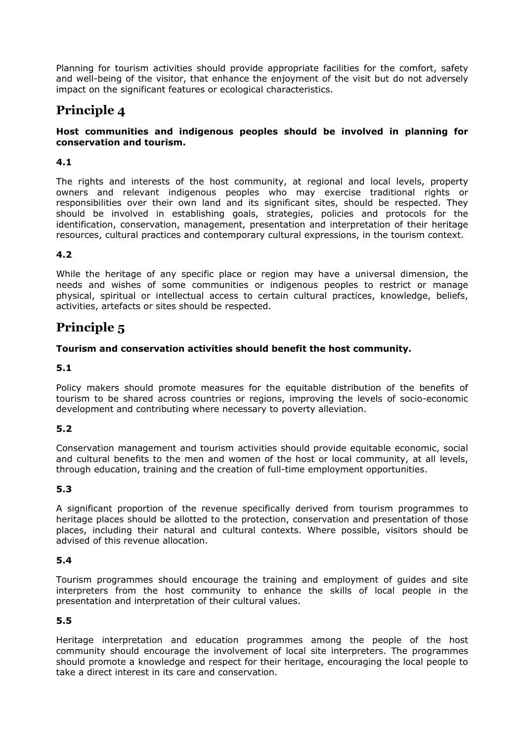Planning for tourism activities should provide appropriate facilities for the comfort, safety and well-being of the visitor, that enhance the enjoyment of the visit but do not adversely impact on the significant features or ecological characteristics.

## Principle 4

**Host communities and indigenous peoples should be involved in planning for conservation and tourism.**

### 4.1

The rights and interests of the host community, at regional and local levels, property owners and relevant indigenous peoples who may exercise traditional rights or responsibilities over their own land and its significant sites, should be respected. They should be involved in establishing goals, strategies, policies and protocols for the identification, conservation, management, presentation and interpretation of their heritage resources, cultural practices and contemporary cultural expressions, in the tourism context.

### 4.2

While the heritage of any specific place or region may have a universal dimension, the needs and wishes of some communities or indigenous peoples to restrict or manage physical, spiritual or intellectual access to certain cultural practices, knowledge, beliefs, activities, artefacts or sites should be respected.

## Principle 5

**Tourism and conservation activities should benefit the host community.**

### 5.1

Policy makers should promote measures for the equitable distribution of the benefits of tourism to be shared across countries or regions, improving the levels of socio-economic development and contributing where necessary to poverty alleviation.

### 5.2

Conservation management and tourism activities should provide equitable economic, social and cultural benefits to the men and women of the host or local community, at all levels, through education, training and the creation of full-time employment opportunities.

### 5.3

A significant proportion of the revenue specifically derived from tourism programmes to heritage places should be allotted to the protection, conservation and presentation of those places, including their natural and cultural contexts. Where possible, visitors should be advised of this revenue allocation.

### 5.4

Tourism programmes should encourage the training and employment of guides and site interpreters from the host community to enhance the skills of local people in the presentation and interpretation of their cultural values.

### 5.5

Heritage interpretation and education programmes among the people of the host community should encourage the involvement of local site interpreters. The programmes should promote a knowledge and respect for their heritage, encouraging the local people to take a direct interest in its care and conservation.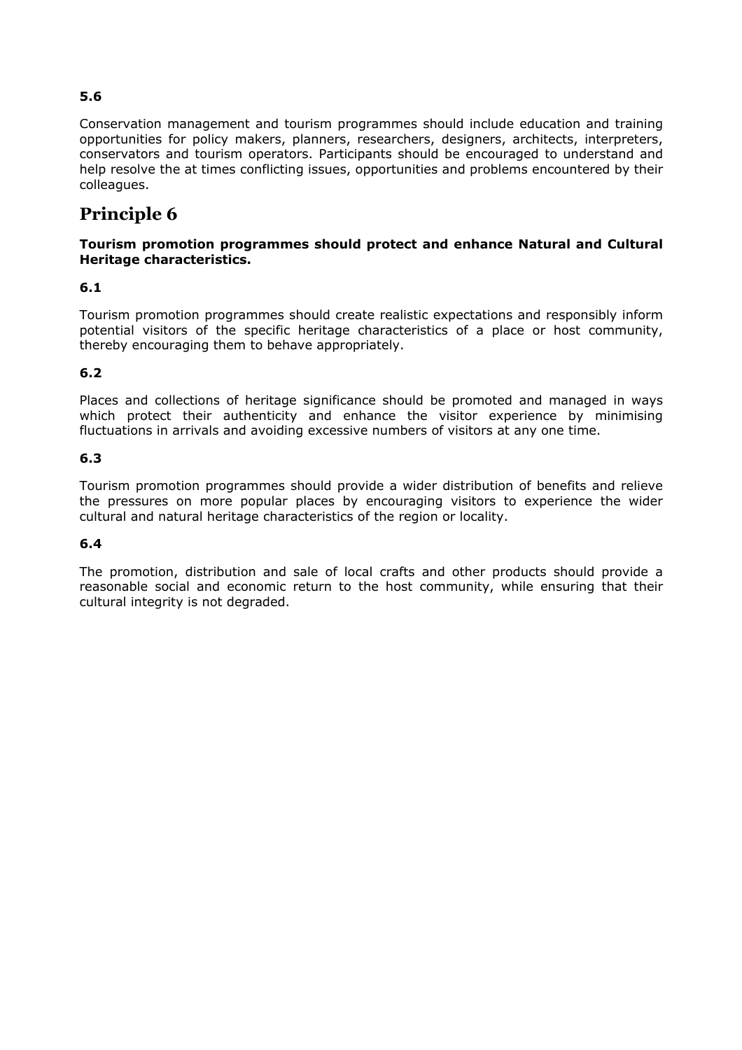**5.6**

Conservation management and tourism programmes should include education and training opportunities for policy makers, planners, researchers, designers, architects, interpreters, conservators and tourism operators. Participants should be encouraged to understand and help resolve the at times conflicting issues, opportunities and problems encountered by their colleagues.

## Principle 6

**Tourism promotion programmes should protect and enhance Natural and Cultural Heritage characteristics.**

**6.1**

Tourism promotion programmes should create realistic expectations and responsibly inform potential visitors of the specific heritage characteristics of a place or host community, thereby encouraging them to behave appropriately.

**6.2**

Places and collections of heritage significance should be promoted and managed in ways which protect their authenticity and enhance the visitor experience by minimising fluctuations in arrivals and avoiding excessive numbers of visitors at any one time.

**6.3**

Tourism promotion programmes should provide a wider distribution of benefits and relieve the pressures on more popular places by encouraging visitors to experience the wider cultural and natural heritage characteristics of the region or locality.

**6.4**

The promotion, distribution and sale of local crafts and other products should provide a reasonable social and economic return to the host community, while ensuring that their cultural integrity is not degraded.